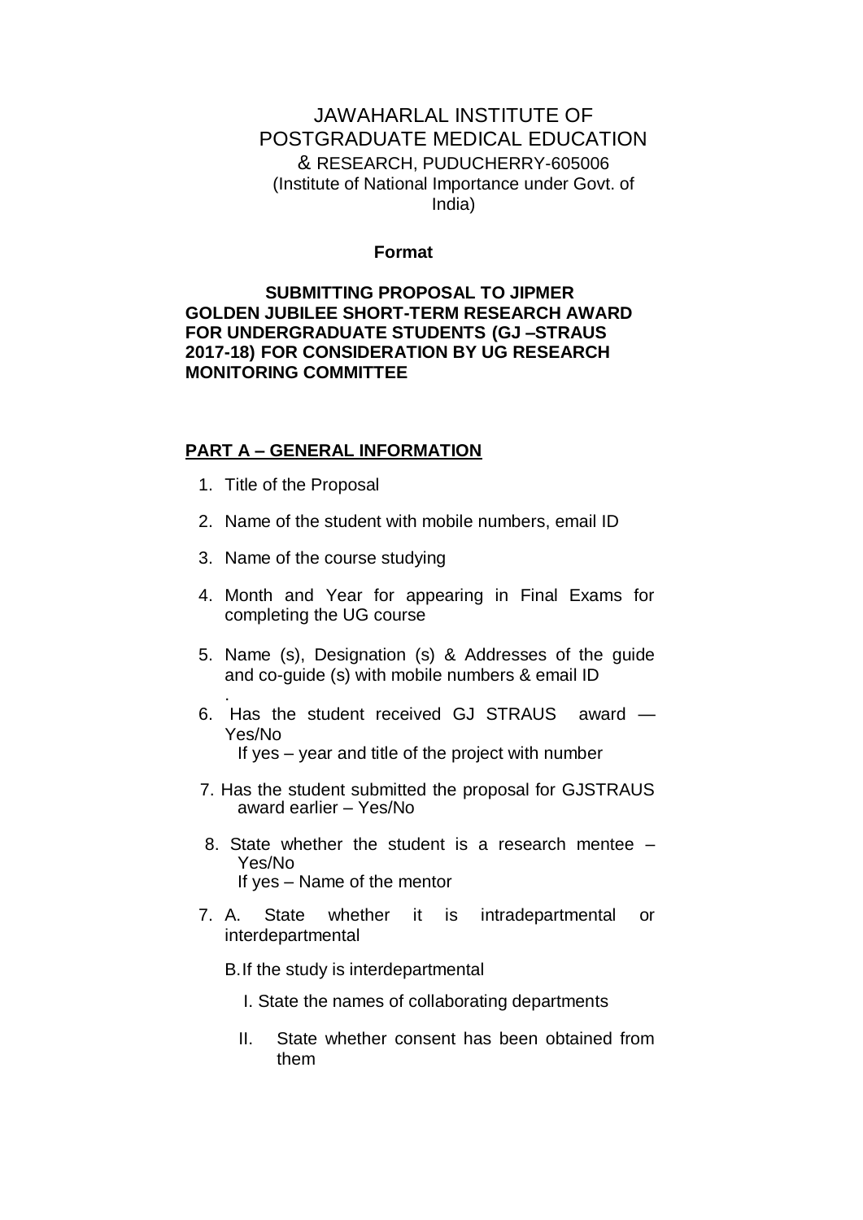# JAWAHARLAL INSTITUTE OF POSTGRADUATE MEDICAL EDUCATION & RESEARCH, PUDUCHERRY-605006

(Institute of National Importance under Govt. of India)

**Format**

**SUBMITTING PROPOSAL TO JIPMER GOLDEN JUBILEE SHORT-TERM RESEARCH AWARD FOR UNDERGRADUATE STUDENTS (GJ –STRAUS 2017-18) FOR CONSIDERATION BY UG RESEARCH MONITORING COMMITTEE**

## PART A – GENERAL INFORMATION

1. Title of the Proposal
2. Name of the student with mobile numbers, email ID
3. Name of the course studying
4. Month and Year for appearing in Final Exams for completing the UG course
5. Name (s), Designation (s) & Addresses of the guide and co-guide (s) with mobile numbers & email ID
   .
6. Has the student received GJ STRAUS award — Yes/No
   If yes – year and title of the project with number
7. Has the student submitted the proposal for GJSTRAUS award earlier – Yes/No
8. State whether the student is a research mentee – Yes/No
   If yes – Name of the mentor

7\. A. State whether it is intradepartmental or interdepartmental

B. If the study is interdepartmental

I. State the names of collaborating departments

II. State whether consent has been obtained from them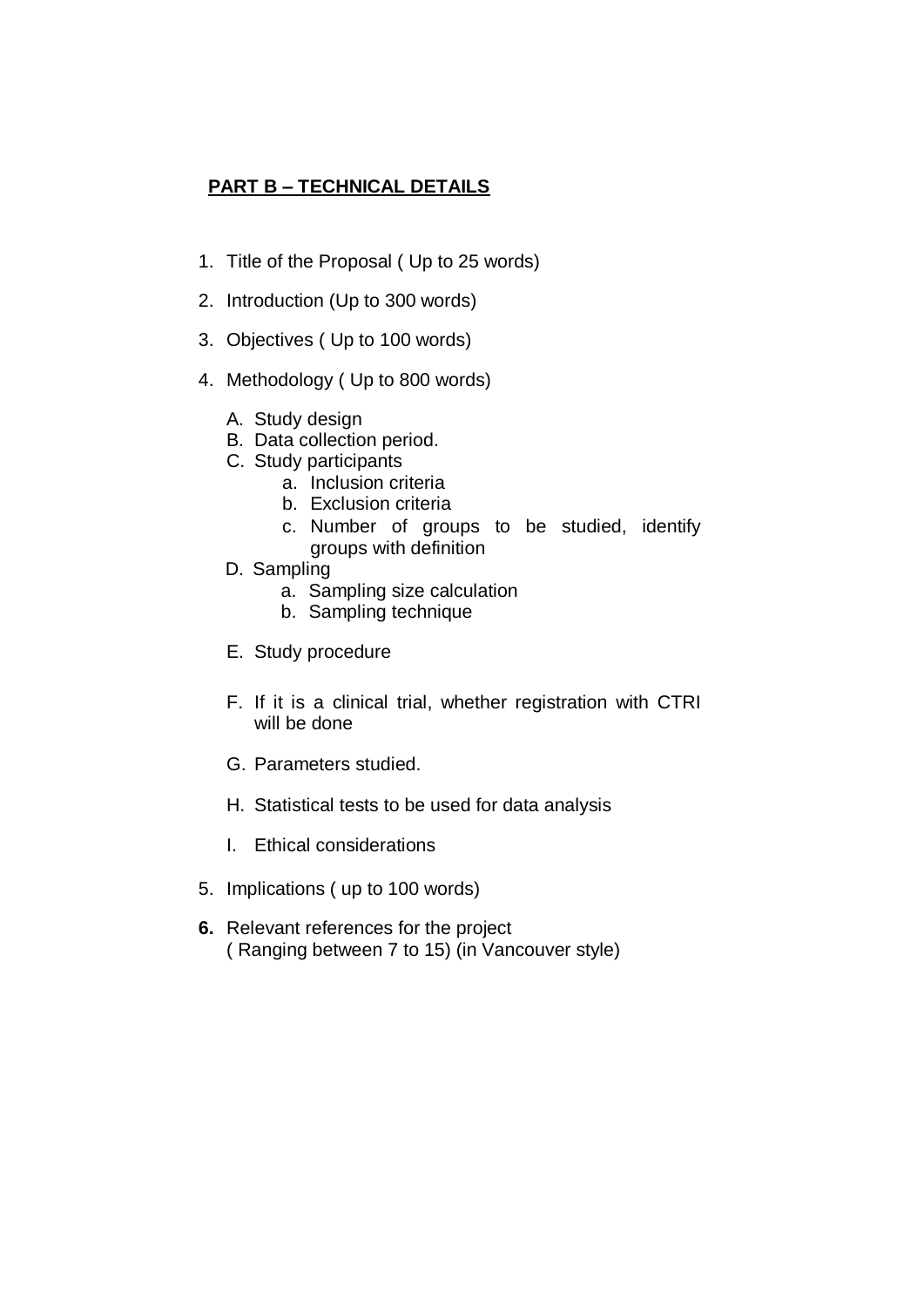**PART B – TECHNICAL DETAILS**

1. Title of the Proposal ( Up to 25 words)
2. Introduction (Up to 300 words)
3. Objectives ( Up to 100 words)
4. Methodology ( Up to 800 words)
   - A. Study design
   - B. Data collection period.
   - C. Study participants
     - a. Inclusion criteria
     - b. Exclusion criteria
     - c. Number of groups to be studied, identify groups with definition
   - D. Sampling
     - a. Sampling size calculation
     - b. Sampling technique
   - E. Study procedure
   - F. If it is a clinical trial, whether registration with CTRI will be done
   - G. Parameters studied.
   - H. Statistical tests to be used for data analysis
   - I. Ethical considerations
5. Implications ( up to 100 words)
6. Relevant references for the project ( Ranging between 7 to 15) (in Vancouver style)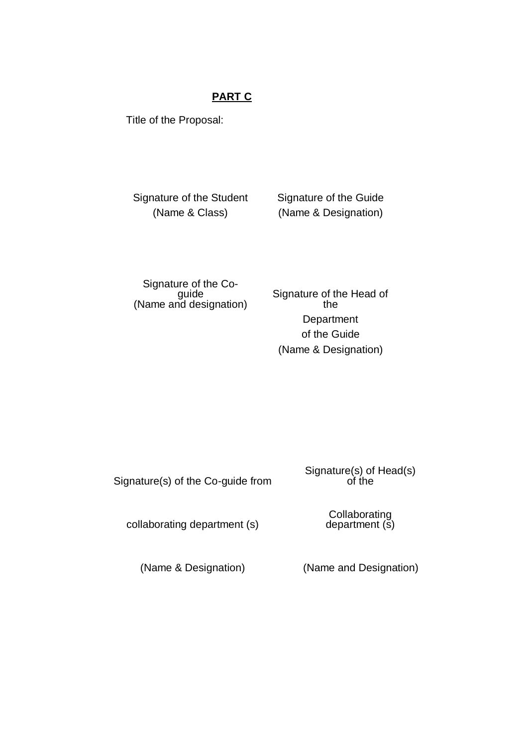**PART C**

Title of the Proposal:

Signature of the Student
(Name & Class)

Signature of the Guide
(Name & Designation)

Signature of the Co-guide
(Name and designation)

Signature of the Head of the Department of the Guide
(Name & Designation)

Signature(s) of the Co-guide from collaborating department (s)
(Name & Designation)

Signature(s) of Head(s) of the Collaborating department (s)
(Name and Designation)